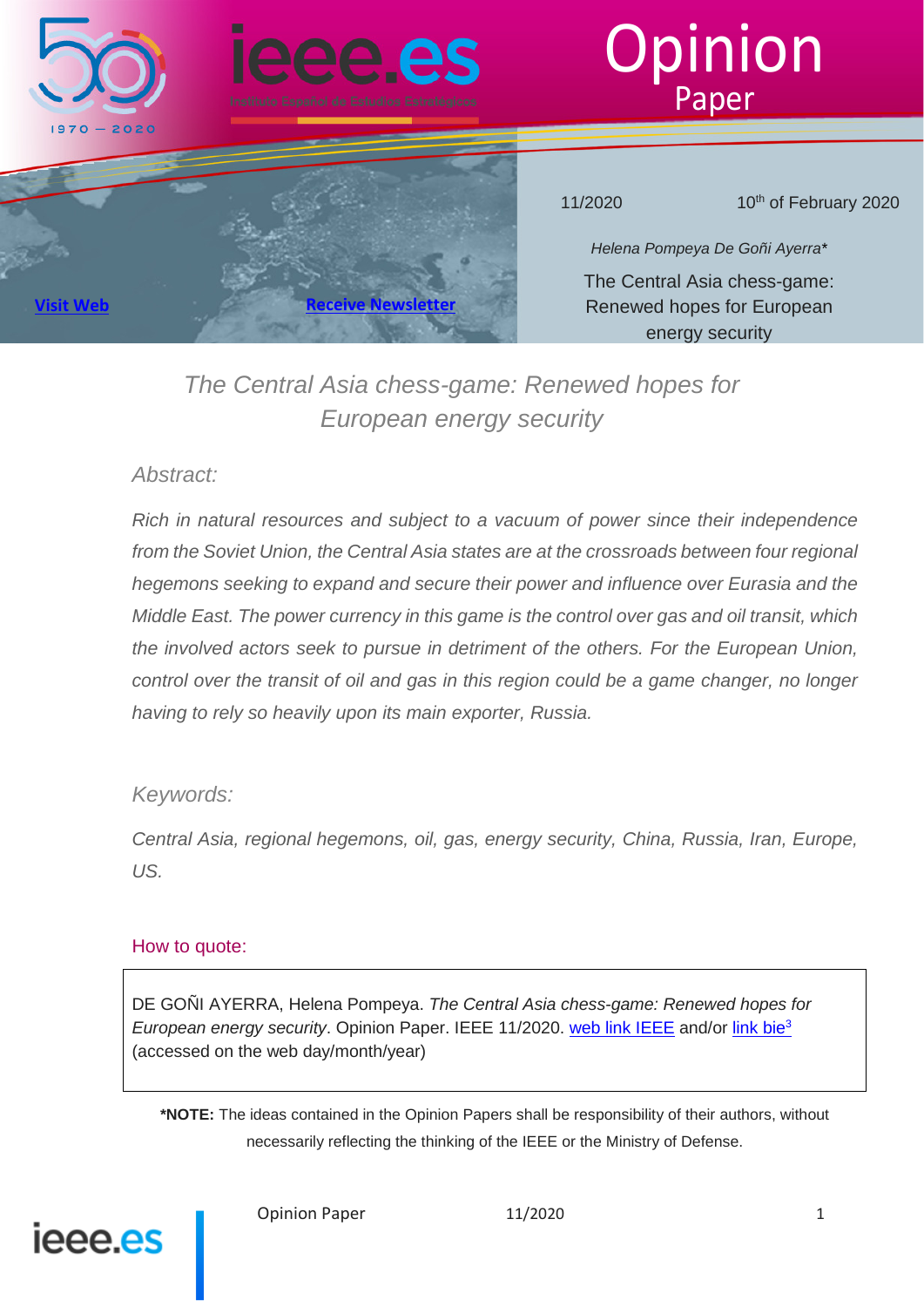# Opinion Paper

11/2020 | 10th of February 2020

*Helena Pompeya De Goñi Ayerra**

The Central Asia chess-game: Renewed hopes for European energy security

Visit Web | Receive Newsletter

## *The Central Asia chess-game: Renewed hopes for European energy security*

### *Abstract:*

*Rich in natural resources and subject to a vacuum of power since their independence from the Soviet Union, the Central Asia states are at the crossroads between four regional hegemons seeking to expand and secure their power and influence over Eurasia and the Middle East. The power currency in this game is the control over gas and oil transit, which the involved actors seek to pursue in detriment of the others. For the European Union, control over the transit of oil and gas in this region could be a game changer, no longer having to rely so heavily upon its main exporter, Russia.*

### *Keywords:*

*Central Asia, regional hegemons, oil, gas, energy security, China, Russia, Iran, Europe, US.*

### How to quote:

DE GOÑI AYERRA, Helena Pompeya. *The Central Asia chess-game: Renewed hopes for European energy security*. Opinion Paper. IEEE 11/2020. web link IEEE and/or link bie[3] (accessed on the web day/month/year)

***NOTE:** The ideas contained in the Opinion Papers shall be responsibility of their authors, without necessarily reflecting the thinking of the IEEE or the Ministry of Defense.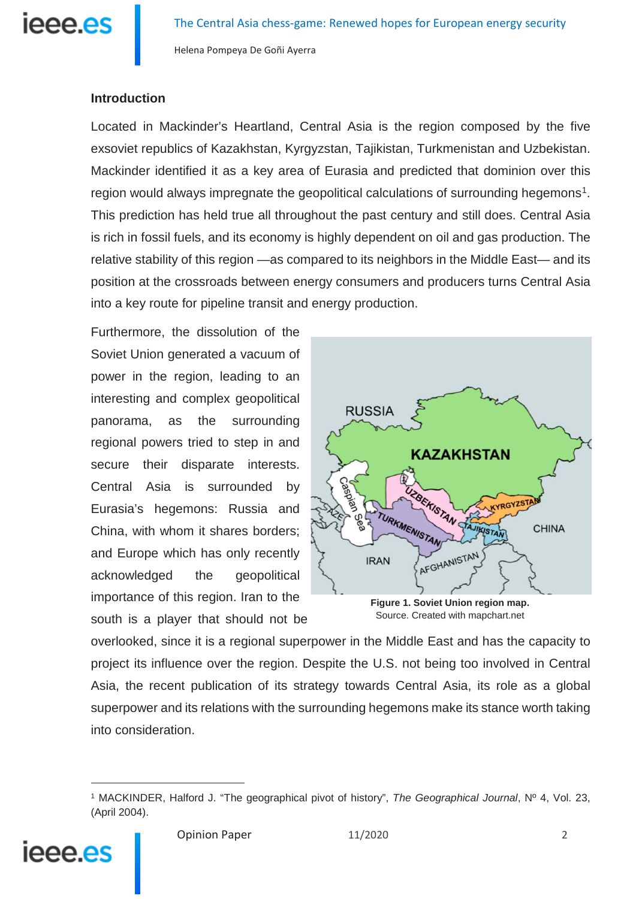## Introduction

Located in Mackinder's Heartland, Central Asia is the region composed by the five exsoviet republics of Kazakhstan, Kyrgyzstan, Tajikistan, Turkmenistan and Uzbekistan. Mackinder identified it as a key area of Eurasia and predicted that dominion over this region would always impregnate the geopolitical calculations of surrounding hegemons[1]. This prediction has held true all throughout the past century and still does. Central Asia is rich in fossil fuels, and its economy is highly dependent on oil and gas production. The relative stability of this region —as compared to its neighbors in the Middle East— and its position at the crossroads between energy consumers and producers turns Central Asia into a key route for pipeline transit and energy production.

Furthermore, the dissolution of the Soviet Union generated a vacuum of power in the region, leading to an interesting and complex geopolitical panorama, as the surrounding regional powers tried to step in and secure their disparate interests. Central Asia is surrounded by Eurasia's hegemons: Russia and China, with whom it shares borders; and Europe which has only recently acknowledged the geopolitical importance of this region. Iran to the south is a player that should not be overlooked, since it is a regional superpower in the Middle East and has the capacity to project its influence over the region. Despite the U.S. not being too involved in Central Asia, the recent publication of its strategy towards Central Asia, its role as a global superpower and its relations with the surrounding hegemons make its stance worth taking into consideration.

**Figure 1. Soviet Union region map.**
Source. Created with mapchart.net

[1] MACKINDER, Halford J. "The geographical pivot of history", *The Geographical Journal*, Nº 4, Vol. 23, (April 2004).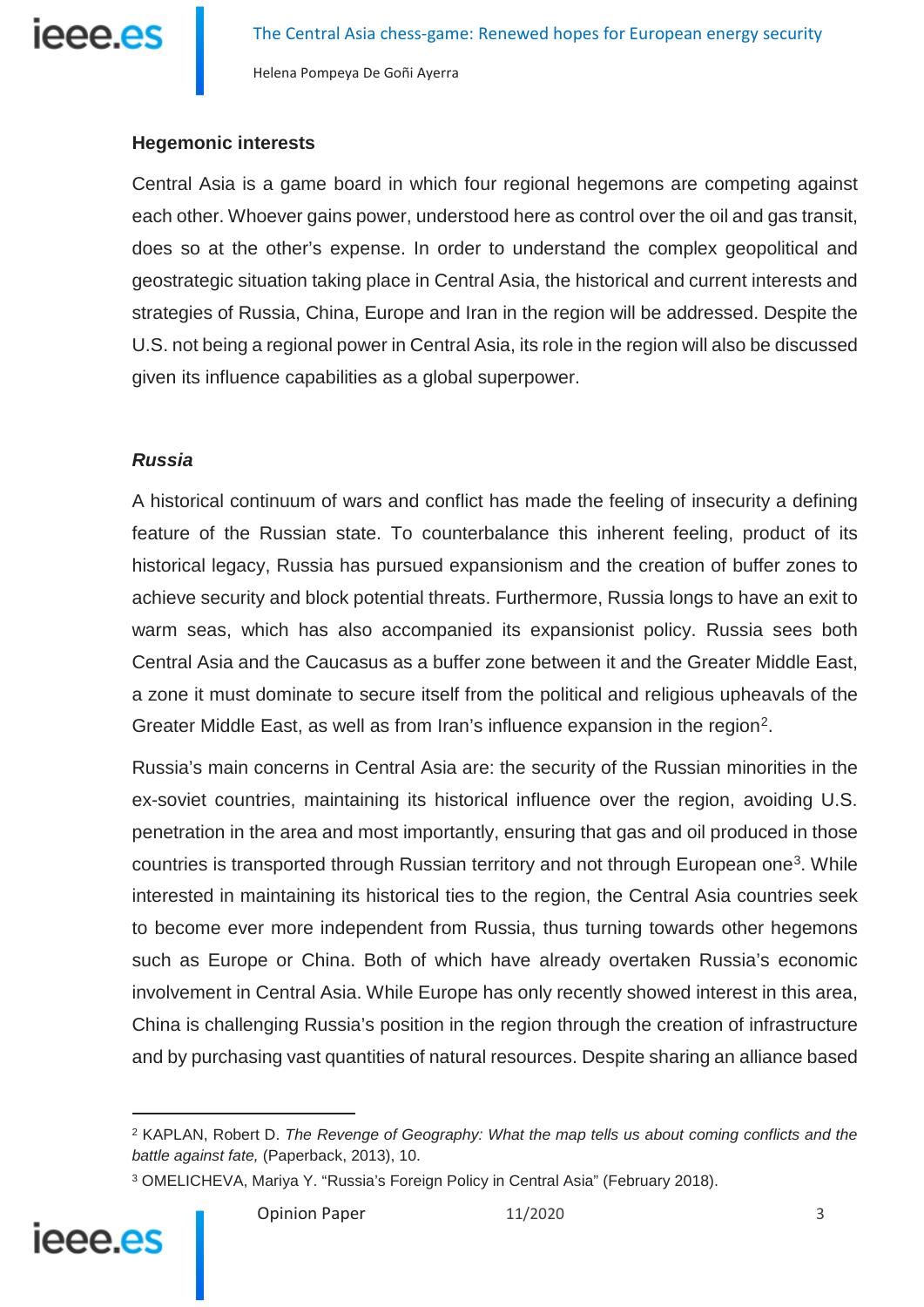### Hegemonic interests

Central Asia is a game board in which four regional hegemons are competing against each other. Whoever gains power, understood here as control over the oil and gas transit, does so at the other's expense. In order to understand the complex geopolitical and geostrategic situation taking place in Central Asia, the historical and current interests and strategies of Russia, China, Europe and Iran in the region will be addressed. Despite the U.S. not being a regional power in Central Asia, its role in the region will also be discussed given its influence capabilities as a global superpower.

#### *Russia*

A historical continuum of wars and conflict has made the feeling of insecurity a defining feature of the Russian state. To counterbalance this inherent feeling, product of its historical legacy, Russia has pursued expansionism and the creation of buffer zones to achieve security and block potential threats. Furthermore, Russia longs to have an exit to warm seas, which has also accompanied its expansionist policy. Russia sees both Central Asia and the Caucasus as a buffer zone between it and the Greater Middle East, a zone it must dominate to secure itself from the political and religious upheavals of the Greater Middle East, as well as from Iran's influence expansion in the region[2].

Russia's main concerns in Central Asia are: the security of the Russian minorities in the ex-soviet countries, maintaining its historical influence over the region, avoiding U.S. penetration in the area and most importantly, ensuring that gas and oil produced in those countries is transported through Russian territory and not through European one[3]. While interested in maintaining its historical ties to the region, the Central Asia countries seek to become ever more independent from Russia, thus turning towards other hegemons such as Europe or China. Both of which have already overtaken Russia's economic involvement in Central Asia. While Europe has only recently showed interest in this area, China is challenging Russia's position in the region through the creation of infrastructure and by purchasing vast quantities of natural resources. Despite sharing an alliance based

---

[2] KAPLAN, Robert D. *The Revenge of Geography: What the map tells us about coming conflicts and the battle against fate,* (Paperback, 2013), 10.

[3] OMELICHEVA, Mariya Y. "Russia's Foreign Policy in Central Asia" (February 2018).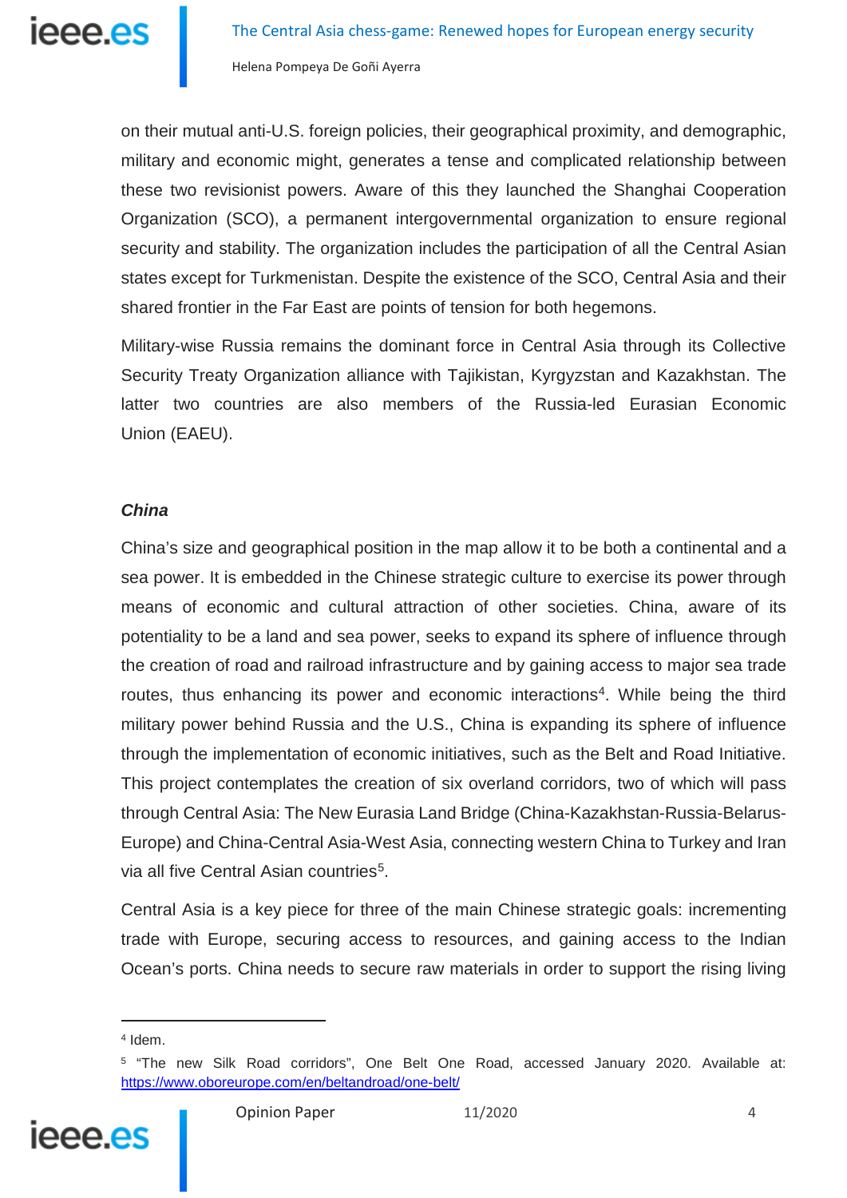on their mutual anti-U.S. foreign policies, their geographical proximity, and demographic, military and economic might, generates a tense and complicated relationship between these two revisionist powers. Aware of this they launched the Shanghai Cooperation Organization (SCO), a permanent intergovernmental organization to ensure regional security and stability. The organization includes the participation of all the Central Asian states except for Turkmenistan. Despite the existence of the SCO, Central Asia and their shared frontier in the Far East are points of tension for both hegemons.

Military-wise Russia remains the dominant force in Central Asia through its Collective Security Treaty Organization alliance with Tajikistan, Kyrgyzstan and Kazakhstan. The latter two countries are also members of the Russia-led Eurasian Economic Union (EAEU).

### ***China***

China's size and geographical position in the map allow it to be both a continental and a sea power. It is embedded in the Chinese strategic culture to exercise its power through means of economic and cultural attraction of other societies. China, aware of its potentiality to be a land and sea power, seeks to expand its sphere of influence through the creation of road and railroad infrastructure and by gaining access to major sea trade routes, thus enhancing its power and economic interactions[4]. While being the third military power behind Russia and the U.S., China is expanding its sphere of influence through the implementation of economic initiatives, such as the Belt and Road Initiative. This project contemplates the creation of six overland corridors, two of which will pass through Central Asia: The New Eurasia Land Bridge (China-Kazakhstan-Russia-Belarus-Europe) and China-Central Asia-West Asia, connecting western China to Turkey and Iran via all five Central Asian countries[5].

Central Asia is a key piece for three of the main Chinese strategic goals: incrementing trade with Europe, securing access to resources, and gaining access to the Indian Ocean's ports. China needs to secure raw materials in order to support the rising living

---

[4] Idem.

[5] "The new Silk Road corridors", One Belt One Road, accessed January 2020. Available at: https://www.oboreurope.com/en/beltandroad/one-belt/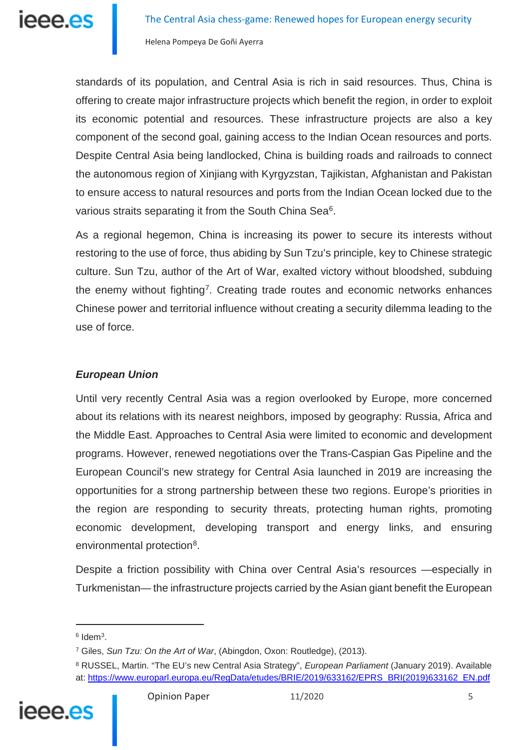standards of its population, and Central Asia is rich in said resources. Thus, China is offering to create major infrastructure projects which benefit the region, in order to exploit its economic potential and resources. These infrastructure projects are also a key component of the second goal, gaining access to the Indian Ocean resources and ports. Despite Central Asia being landlocked, China is building roads and railroads to connect the autonomous region of Xinjiang with Kyrgyzstan, Tajikistan, Afghanistan and Pakistan to ensure access to natural resources and ports from the Indian Ocean locked due to the various straits separating it from the South China Sea[6].

As a regional hegemon, China is increasing its power to secure its interests without restoring to the use of force, thus abiding by Sun Tzu's principle, key to Chinese strategic culture. Sun Tzu, author of the Art of War, exalted victory without bloodshed, subduing the enemy without fighting[7]. Creating trade routes and economic networks enhances Chinese power and territorial influence without creating a security dilemma leading to the use of force.

### *European Union*

Until very recently Central Asia was a region overlooked by Europe, more concerned about its relations with its nearest neighbors, imposed by geography: Russia, Africa and the Middle East. Approaches to Central Asia were limited to economic and development programs. However, renewed negotiations over the Trans-Caspian Gas Pipeline and the European Council's new strategy for Central Asia launched in 2019 are increasing the opportunities for a strong partnership between these two regions. Europe's priorities in the region are responding to security threats, protecting human rights, promoting economic development, developing transport and energy links, and ensuring environmental protection[8].

Despite a friction possibility with China over Central Asia's resources —especially in Turkmenistan— the infrastructure projects carried by the Asian giant benefit the European

---

[6] Idem[3].

[7] Giles, *Sun Tzu: On the Art of War*, (Abingdon, Oxon: Routledge), (2013).

[8] RUSSEL, Martin. "The EU's new Central Asia Strategy", *European Parliament* (January 2019). Available at: https://www.europarl.europa.eu/RegData/etudes/BRIE/2019/633162/EPRS_BRI(2019)633162_EN.pdf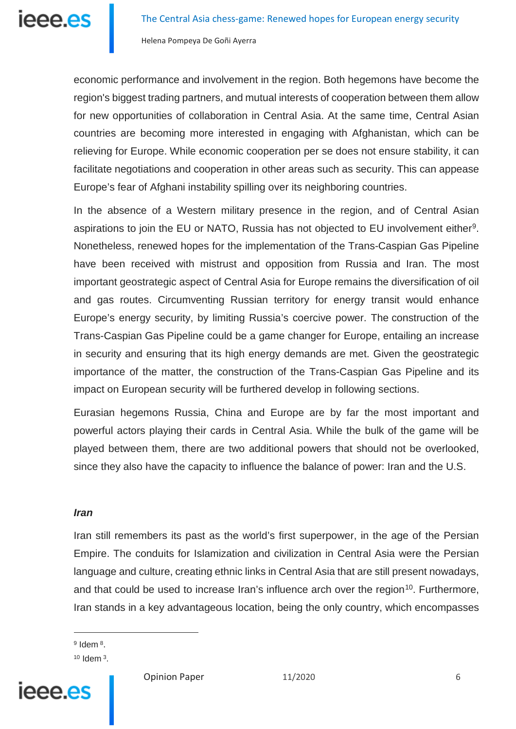economic performance and involvement in the region. Both hegemons have become the region's biggest trading partners, and mutual interests of cooperation between them allow for new opportunities of collaboration in Central Asia. At the same time, Central Asian countries are becoming more interested in engaging with Afghanistan, which can be relieving for Europe. While economic cooperation per se does not ensure stability, it can facilitate negotiations and cooperation in other areas such as security. This can appease Europe's fear of Afghani instability spilling over its neighboring countries.

In the absence of a Western military presence in the region, and of Central Asian aspirations to join the EU or NATO, Russia has not objected to EU involvement either[9]. Nonetheless, renewed hopes for the implementation of the Trans-Caspian Gas Pipeline have been received with mistrust and opposition from Russia and Iran. The most important geostrategic aspect of Central Asia for Europe remains the diversification of oil and gas routes. Circumventing Russian territory for energy transit would enhance Europe's energy security, by limiting Russia's coercive power. The construction of the Trans-Caspian Gas Pipeline could be a game changer for Europe, entailing an increase in security and ensuring that its high energy demands are met. Given the geostrategic importance of the matter, the construction of the Trans-Caspian Gas Pipeline and its impact on European security will be furthered develop in following sections.

Eurasian hegemons Russia, China and Europe are by far the most important and powerful actors playing their cards in Central Asia. While the bulk of the game will be played between them, there are two additional powers that should not be overlooked, since they also have the capacity to influence the balance of power: Iran and the U.S.

***Iran***

Iran still remembers its past as the world's first superpower, in the age of the Persian Empire. The conduits for Islamization and civilization in Central Asia were the Persian language and culture, creating ethnic links in Central Asia that are still present nowadays, and that could be used to increase Iran's influence arch over the region[10]. Furthermore, Iran stands in a key advantageous location, being the only country, which encompasses

---

[9] Idem [8].

[10] Idem [3].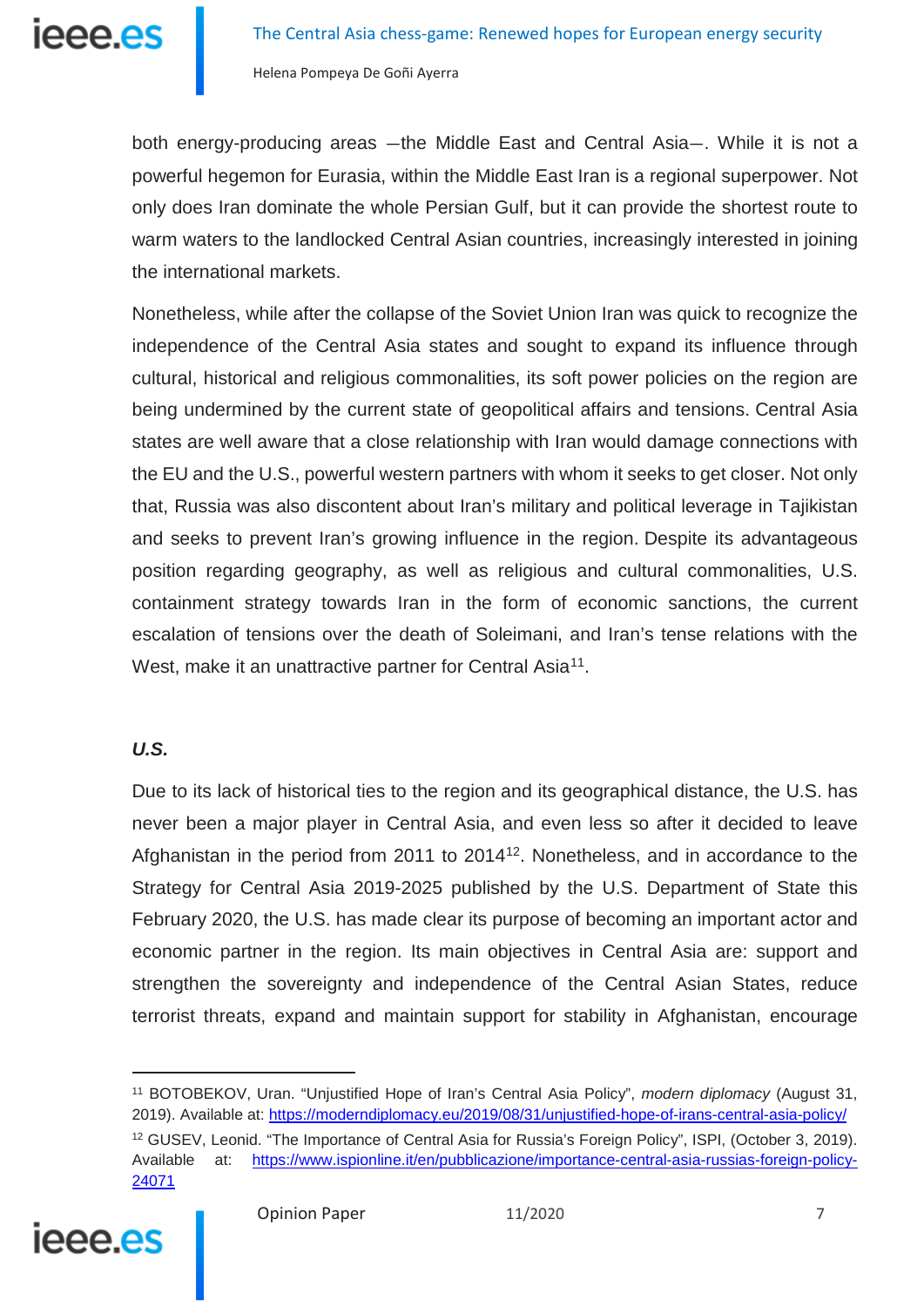both energy-producing areas ─the Middle East and Central Asia─. While it is not a powerful hegemon for Eurasia, within the Middle East Iran is a regional superpower. Not only does Iran dominate the whole Persian Gulf, but it can provide the shortest route to warm waters to the landlocked Central Asian countries, increasingly interested in joining the international markets.

Nonetheless, while after the collapse of the Soviet Union Iran was quick to recognize the independence of the Central Asia states and sought to expand its influence through cultural, historical and religious commonalities, its soft power policies on the region are being undermined by the current state of geopolitical affairs and tensions. Central Asia states are well aware that a close relationship with Iran would damage connections with the EU and the U.S., powerful western partners with whom it seeks to get closer. Not only that, Russia was also discontent about Iran's military and political leverage in Tajikistan and seeks to prevent Iran's growing influence in the region. Despite its advantageous position regarding geography, as well as religious and cultural commonalities, U.S. containment strategy towards Iran in the form of economic sanctions, the current escalation of tensions over the death of Soleimani, and Iran's tense relations with the West, make it an unattractive partner for Central Asia[11].

***U.S.***

Due to its lack of historical ties to the region and its geographical distance, the U.S. has never been a major player in Central Asia, and even less so after it decided to leave Afghanistan in the period from 2011 to 2014[12]. Nonetheless, and in accordance to the Strategy for Central Asia 2019-2025 published by the U.S. Department of State this February 2020, the U.S. has made clear its purpose of becoming an important actor and economic partner in the region. Its main objectives in Central Asia are: support and strengthen the sovereignty and independence of the Central Asian States, reduce terrorist threats, expand and maintain support for stability in Afghanistan, encourage

---

[11] BOTOBEKOV, Uran. "Unjustified Hope of Iran's Central Asia Policy", *modern diplomacy* (August 31, 2019). Available at: https://moderndiplomacy.eu/2019/08/31/unjustified-hope-of-irans-central-asia-policy/

[12] GUSEV, Leonid. "The Importance of Central Asia for Russia's Foreign Policy", ISPI, (October 3, 2019). Available at: https://www.ispionline.it/en/pubblicazione/importance-central-asia-russias-foreign-policy-24071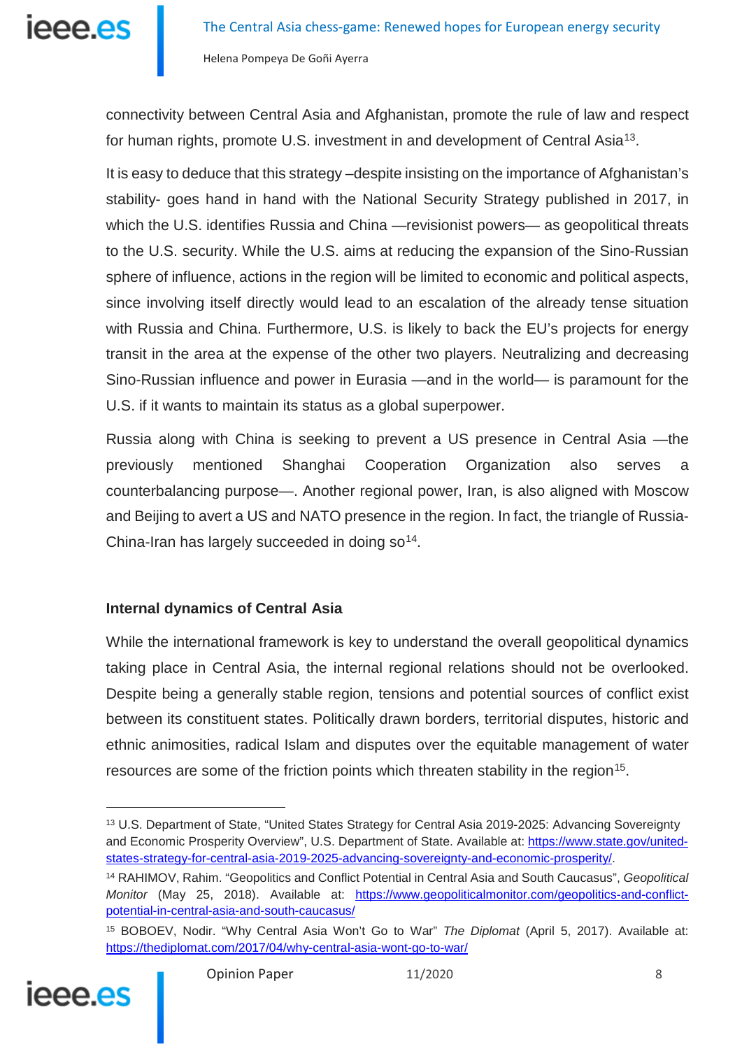connectivity between Central Asia and Afghanistan, promote the rule of law and respect for human rights, promote U.S. investment in and development of Central Asia[13].

It is easy to deduce that this strategy –despite insisting on the importance of Afghanistan's stability- goes hand in hand with the National Security Strategy published in 2017, in which the U.S. identifies Russia and China —revisionist powers— as geopolitical threats to the U.S. security. While the U.S. aims at reducing the expansion of the Sino-Russian sphere of influence, actions in the region will be limited to economic and political aspects, since involving itself directly would lead to an escalation of the already tense situation with Russia and China. Furthermore, U.S. is likely to back the EU's projects for energy transit in the area at the expense of the other two players. Neutralizing and decreasing Sino-Russian influence and power in Eurasia —and in the world— is paramount for the U.S. if it wants to maintain its status as a global superpower.

Russia along with China is seeking to prevent a US presence in Central Asia —the previously mentioned Shanghai Cooperation Organization also serves a counterbalancing purpose—. Another regional power, Iran, is also aligned with Moscow and Beijing to avert a US and NATO presence in the region. In fact, the triangle of Russia-China-Iran has largely succeeded in doing so[14].

**Internal dynamics of Central Asia**

While the international framework is key to understand the overall geopolitical dynamics taking place in Central Asia, the internal regional relations should not be overlooked. Despite being a generally stable region, tensions and potential sources of conflict exist between its constituent states. Politically drawn borders, territorial disputes, historic and ethnic animosities, radical Islam and disputes over the equitable management of water resources are some of the friction points which threaten stability in the region[15].

---

[13] U.S. Department of State, "United States Strategy for Central Asia 2019-2025: Advancing Sovereignty and Economic Prosperity Overview", U.S. Department of State. Available at: https://www.state.gov/united-states-strategy-for-central-asia-2019-2025-advancing-sovereignty-and-economic-prosperity/.

[14] RAHIMOV, Rahim. "Geopolitics and Conflict Potential in Central Asia and South Caucasus", *Geopolitical Monitor* (May 25, 2018). Available at: https://www.geopoliticalmonitor.com/geopolitics-and-conflict-potential-in-central-asia-and-south-caucasus/

[15] BOBOEV, Nodir. "Why Central Asia Won't Go to War" *The Diplomat* (April 5, 2017). Available at: https://thediplomat.com/2017/04/why-central-asia-wont-go-to-war/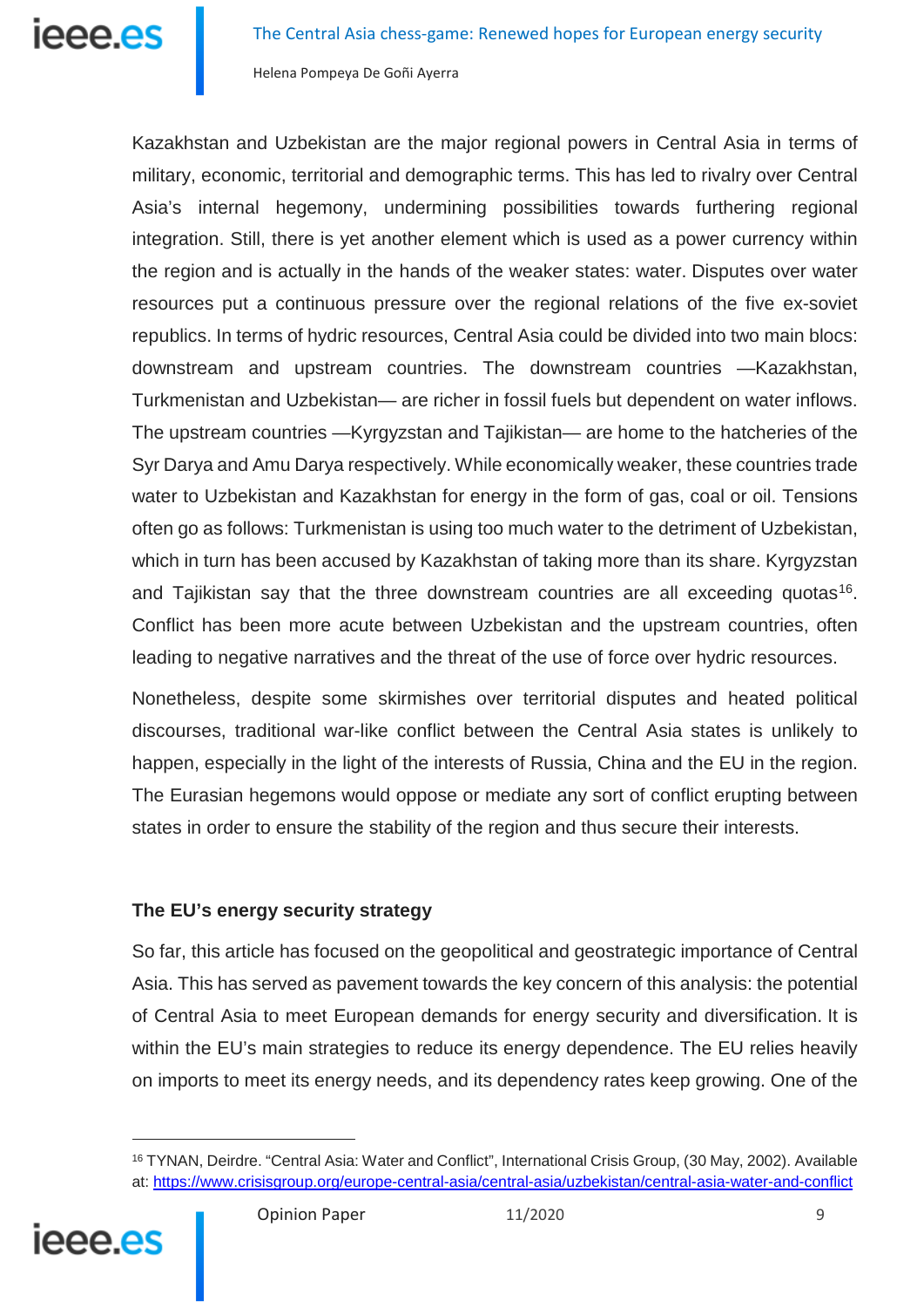Kazakhstan and Uzbekistan are the major regional powers in Central Asia in terms of military, economic, territorial and demographic terms. This has led to rivalry over Central Asia's internal hegemony, undermining possibilities towards furthering regional integration. Still, there is yet another element which is used as a power currency within the region and is actually in the hands of the weaker states: water. Disputes over water resources put a continuous pressure over the regional relations of the five ex-soviet republics. In terms of hydric resources, Central Asia could be divided into two main blocs: downstream and upstream countries. The downstream countries —Kazakhstan, Turkmenistan and Uzbekistan— are richer in fossil fuels but dependent on water inflows. The upstream countries —Kyrgyzstan and Tajikistan— are home to the hatcheries of the Syr Darya and Amu Darya respectively. While economically weaker, these countries trade water to Uzbekistan and Kazakhstan for energy in the form of gas, coal or oil. Tensions often go as follows: Turkmenistan is using too much water to the detriment of Uzbekistan, which in turn has been accused by Kazakhstan of taking more than its share. Kyrgyzstan and Tajikistan say that the three downstream countries are all exceeding quotas[16]. Conflict has been more acute between Uzbekistan and the upstream countries, often leading to negative narratives and the threat of the use of force over hydric resources.

Nonetheless, despite some skirmishes over territorial disputes and heated political discourses, traditional war-like conflict between the Central Asia states is unlikely to happen, especially in the light of the interests of Russia, China and the EU in the region. The Eurasian hegemons would oppose or mediate any sort of conflict erupting between states in order to ensure the stability of the region and thus secure their interests.

## The EU's energy security strategy

So far, this article has focused on the geopolitical and geostrategic importance of Central Asia. This has served as pavement towards the key concern of this analysis: the potential of Central Asia to meet European demands for energy security and diversification. It is within the EU's main strategies to reduce its energy dependence. The EU relies heavily on imports to meet its energy needs, and its dependency rates keep growing. One of the

---

[16] TYNAN, Deirdre. "Central Asia: Water and Conflict", International Crisis Group, (30 May, 2002). Available at: https://www.crisisgroup.org/europe-central-asia/central-asia/uzbekistan/central-asia-water-and-conflict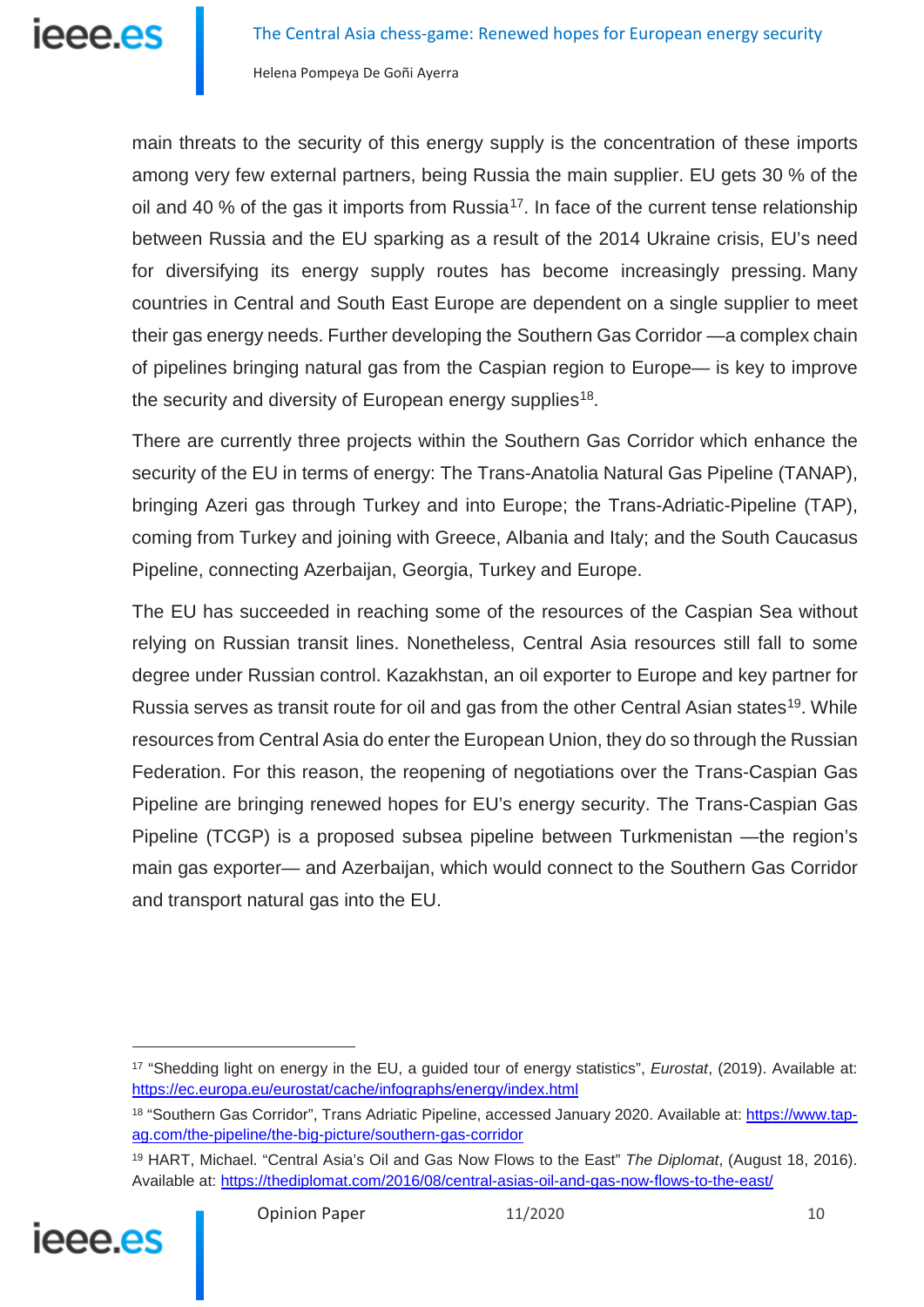main threats to the security of this energy supply is the concentration of these imports among very few external partners, being Russia the main supplier. EU gets 30 % of the oil and 40 % of the gas it imports from Russia[17]. In face of the current tense relationship between Russia and the EU sparking as a result of the 2014 Ukraine crisis, EU's need for diversifying its energy supply routes has become increasingly pressing. Many countries in Central and South East Europe are dependent on a single supplier to meet their gas energy needs. Further developing the Southern Gas Corridor —a complex chain of pipelines bringing natural gas from the Caspian region to Europe— is key to improve the security and diversity of European energy supplies[18].

There are currently three projects within the Southern Gas Corridor which enhance the security of the EU in terms of energy: The Trans-Anatolia Natural Gas Pipeline (TANAP), bringing Azeri gas through Turkey and into Europe; the Trans-Adriatic-Pipeline (TAP), coming from Turkey and joining with Greece, Albania and Italy; and the South Caucasus Pipeline, connecting Azerbaijan, Georgia, Turkey and Europe.

The EU has succeeded in reaching some of the resources of the Caspian Sea without relying on Russian transit lines. Nonetheless, Central Asia resources still fall to some degree under Russian control. Kazakhstan, an oil exporter to Europe and key partner for Russia serves as transit route for oil and gas from the other Central Asian states[19]. While resources from Central Asia do enter the European Union, they do so through the Russian Federation. For this reason, the reopening of negotiations over the Trans-Caspian Gas Pipeline are bringing renewed hopes for EU's energy security. The Trans-Caspian Gas Pipeline (TCGP) is a proposed subsea pipeline between Turkmenistan —the region's main gas exporter— and Azerbaijan, which would connect to the Southern Gas Corridor and transport natural gas into the EU.

---

[17] "Shedding light on energy in the EU, a guided tour of energy statistics", *Eurostat*, (2019). Available at: https://ec.europa.eu/eurostat/cache/infographs/energy/index.html

[18] "Southern Gas Corridor", Trans Adriatic Pipeline, accessed January 2020. Available at: https://www.tap-ag.com/the-pipeline/the-big-picture/southern-gas-corridor

[19] HART, Michael. "Central Asia's Oil and Gas Now Flows to the East" *The Diplomat*, (August 18, 2016). Available at: https://thediplomat.com/2016/08/central-asias-oil-and-gas-now-flows-to-the-east/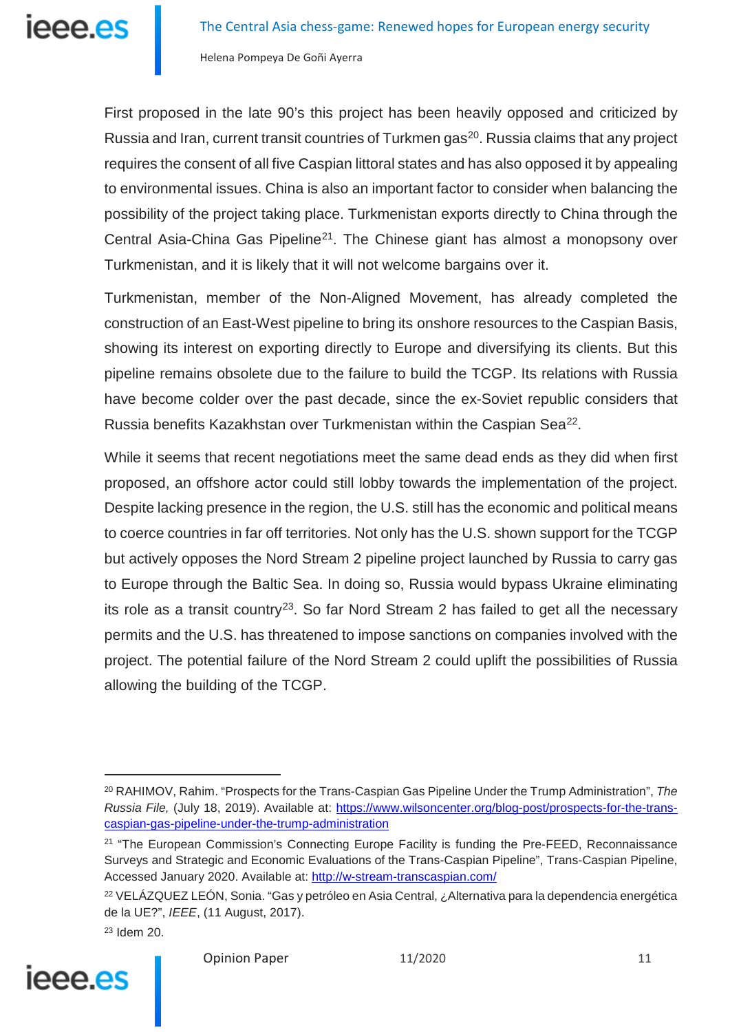First proposed in the late 90's this project has been heavily opposed and criticized by Russia and Iran, current transit countries of Turkmen gas[20]. Russia claims that any project requires the consent of all five Caspian littoral states and has also opposed it by appealing to environmental issues. China is also an important factor to consider when balancing the possibility of the project taking place. Turkmenistan exports directly to China through the Central Asia-China Gas Pipeline[21]. The Chinese giant has almost a monopsony over Turkmenistan, and it is likely that it will not welcome bargains over it.

Turkmenistan, member of the Non-Aligned Movement, has already completed the construction of an East-West pipeline to bring its onshore resources to the Caspian Basis, showing its interest on exporting directly to Europe and diversifying its clients. But this pipeline remains obsolete due to the failure to build the TCGP. Its relations with Russia have become colder over the past decade, since the ex-Soviet republic considers that Russia benefits Kazakhstan over Turkmenistan within the Caspian Sea[22].

While it seems that recent negotiations meet the same dead ends as they did when first proposed, an offshore actor could still lobby towards the implementation of the project. Despite lacking presence in the region, the U.S. still has the economic and political means to coerce countries in far off territories. Not only has the U.S. shown support for the TCGP but actively opposes the Nord Stream 2 pipeline project launched by Russia to carry gas to Europe through the Baltic Sea. In doing so, Russia would bypass Ukraine eliminating its role as a transit country[23]. So far Nord Stream 2 has failed to get all the necessary permits and the U.S. has threatened to impose sanctions on companies involved with the project. The potential failure of the Nord Stream 2 could uplift the possibilities of Russia allowing the building of the TCGP.

---

[20] RAHIMOV, Rahim. "Prospects for the Trans-Caspian Gas Pipeline Under the Trump Administration", *The Russia File,* (July 18, 2019). Available at: https://www.wilsoncenter.org/blog-post/prospects-for-the-trans-caspian-gas-pipeline-under-the-trump-administration

[21] "The European Commission's Connecting Europe Facility is funding the Pre-FEED, Reconnaissance Surveys and Strategic and Economic Evaluations of the Trans-Caspian Pipeline", Trans-Caspian Pipeline, Accessed January 2020. Available at: http://w-stream-transcaspian.com/

[22] VELÁZQUEZ LEÓN, Sonia. "Gas y petróleo en Asia Central, ¿Alternativa para la dependencia energética de la UE?", *IEEE*, (11 August, 2017).

[23] Idem 20.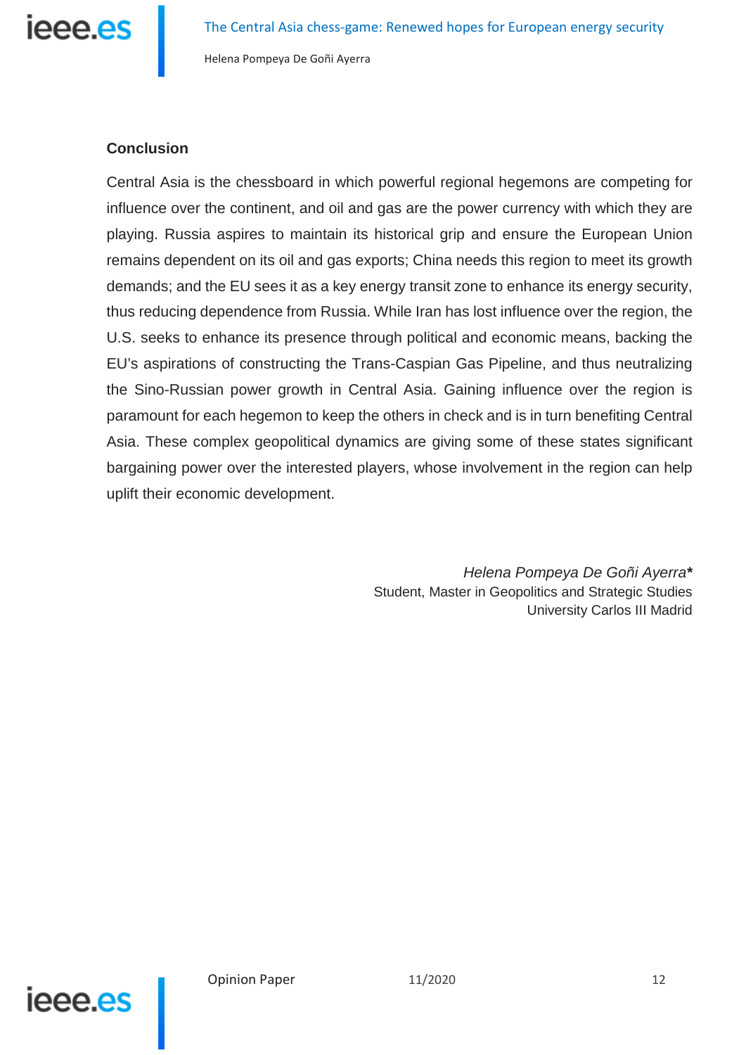## Conclusion

Central Asia is the chessboard in which powerful regional hegemons are competing for influence over the continent, and oil and gas are the power currency with which they are playing. Russia aspires to maintain its historical grip and ensure the European Union remains dependent on its oil and gas exports; China needs this region to meet its growth demands; and the EU sees it as a key energy transit zone to enhance its energy security, thus reducing dependence from Russia. While Iran has lost influence over the region, the U.S. seeks to enhance its presence through political and economic means, backing the EU's aspirations of constructing the Trans-Caspian Gas Pipeline, and thus neutralizing the Sino-Russian power growth in Central Asia. Gaining influence over the region is paramount for each hegemon to keep the others in check and is in turn benefiting Central Asia. These complex geopolitical dynamics are giving some of these states significant bargaining power over the interested players, whose involvement in the region can help uplift their economic development.

*Helena Pompeya De Goñi Ayerra***\***
Student, Master in Geopolitics and Strategic Studies
University Carlos III Madrid